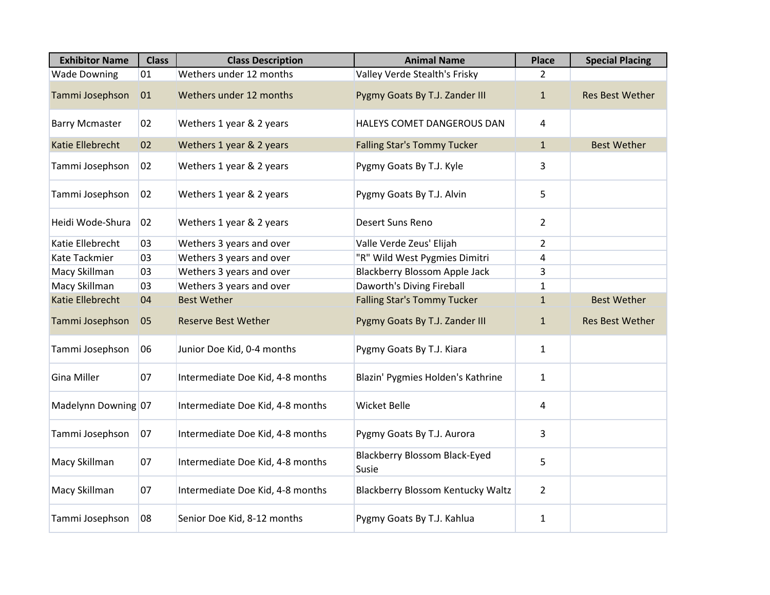| Exhibitor Name | Class | Class Description | Animal Name | Place | Special Placing |
|---|---|---|---|---|---|
| Wade Downing | 01 | Wethers under 12 months | Valley Verde Stealth's Frisky | 2 | |
| Tammi Josephson | 01 | Wethers under 12 months | Pygmy Goats By T.J. Zander III | 1 | Res Best Wether |
| Barry Mcmaster | 02 | Wethers 1 year & 2 years | HALEYS COMET DANGEROUS DAN | 4 | |
| Katie Ellebrecht | 02 | Wethers 1 year & 2 years | Falling Star's Tommy Tucker | 1 | Best Wether |
| Tammi Josephson | 02 | Wethers 1 year & 2 years | Pygmy Goats By T.J. Kyle | 3 | |
| Tammi Josephson | 02 | Wethers 1 year & 2 years | Pygmy Goats By T.J. Alvin | 5 | |
| Heidi Wode-Shura | 02 | Wethers 1 year & 2 years | Desert Suns Reno | 2 | |
| Katie Ellebrecht | 03 | Wethers 3 years and over | Valle Verde Zeus' Elijah | 2 | |
| Kate Tackmier | 03 | Wethers 3 years and over | "R" Wild West Pygmies Dimitri | 4 | |
| Macy Skillman | 03 | Wethers 3 years and over | Blackberry Blossom Apple Jack | 3 | |
| Macy Skillman | 03 | Wethers 3 years and over | Daworth's Diving Fireball | 1 | |
| Katie Ellebrecht | 04 | Best Wether | Falling Star's Tommy Tucker | 1 | Best Wether |
| Tammi Josephson | 05 | Reserve Best Wether | Pygmy Goats By T.J. Zander III | 1 | Res Best Wether |
| Tammi Josephson | 06 | Junior Doe Kid, 0-4 months | Pygmy Goats By T.J. Kiara | 1 | |
| Gina Miller | 07 | Intermediate Doe Kid, 4-8 months | Blazin' Pygmies Holden's Kathrine | 1 | |
| Madelynn Downing | 07 | Intermediate Doe Kid, 4-8 months | Wicket Belle | 4 | |
| Tammi Josephson | 07 | Intermediate Doe Kid, 4-8 months | Pygmy Goats By T.J. Aurora | 3 | |
| Macy Skillman | 07 | Intermediate Doe Kid, 4-8 months | Blackberry Blossom Black-Eyed Susie | 5 | |
| Macy Skillman | 07 | Intermediate Doe Kid, 4-8 months | Blackberry Blossom Kentucky Waltz | 2 | |
| Tammi Josephson | 08 | Senior Doe Kid, 8-12 months | Pygmy Goats By T.J. Kahlua | 1 | |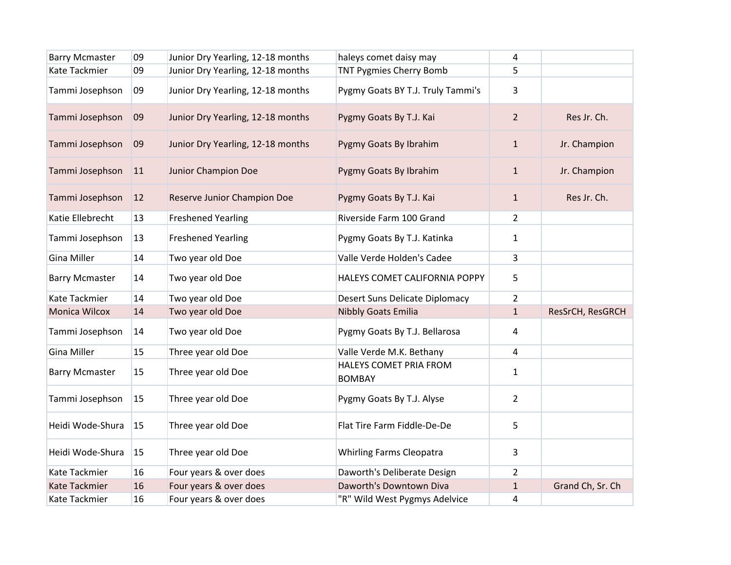| | | | | | |
|---|---|---|---|---|---|
| Barry Mcmaster | 09 | Junior Dry Yearling, 12-18 months | haleys comet daisy may | 4 | |
| Kate Tackmier | 09 | Junior Dry Yearling, 12-18 months | TNT Pygmies Cherry Bomb | 5 | |
| Tammi Josephson | 09 | Junior Dry Yearling, 12-18 months | Pygmy Goats BY T.J. Truly Tammi's | 3 | |
| Tammi Josephson | 09 | Junior Dry Yearling, 12-18 months | Pygmy Goats By T.J. Kai | 2 | Res Jr. Ch. |
| Tammi Josephson | 09 | Junior Dry Yearling, 12-18 months | Pygmy Goats By Ibrahim | 1 | Jr. Champion |
| Tammi Josephson | 11 | Junior Champion Doe | Pygmy Goats By Ibrahim | 1 | Jr. Champion |
| Tammi Josephson | 12 | Reserve Junior Champion Doe | Pygmy Goats By T.J. Kai | 1 | Res Jr. Ch. |
| Katie Ellebrecht | 13 | Freshened Yearling | Riverside Farm 100 Grand | 2 | |
| Tammi Josephson | 13 | Freshened Yearling | Pygmy Goats By T.J. Katinka | 1 | |
| Gina Miller | 14 | Two year old Doe | Valle Verde Holden's Cadee | 3 | |
| Barry Mcmaster | 14 | Two year old Doe | HALEYS COMET CALIFORNIA POPPY | 5 | |
| Kate Tackmier | 14 | Two year old Doe | Desert Suns Delicate Diplomacy | 2 | |
| Monica Wilcox | 14 | Two year old Doe | Nibbly Goats Emilia | 1 | ResSrCH, ResGRCH |
| Tammi Josephson | 14 | Two year old Doe | Pygmy Goats By T.J. Bellarosa | 4 | |
| Gina Miller | 15 | Three year old Doe | Valle Verde M.K. Bethany | 4 | |
| Barry Mcmaster | 15 | Three year old Doe | HALEYS COMET PRIA FROM BOMBAY | 1 | |
| Tammi Josephson | 15 | Three year old Doe | Pygmy Goats By T.J. Alyse | 2 | |
| Heidi Wode-Shura | 15 | Three year old Doe | Flat Tire Farm Fiddle-De-De | 5 | |
| Heidi Wode-Shura | 15 | Three year old Doe | Whirling Farms Cleopatra | 3 | |
| Kate Tackmier | 16 | Four years & over does | Daworth's Deliberate Design | 2 | |
| Kate Tackmier | 16 | Four years & over does | Daworth's Downtown Diva | 1 | Grand Ch, Sr. Ch |
| Kate Tackmier | 16 | Four years & over does | "R" Wild West Pygmys Adelvice | 4 | |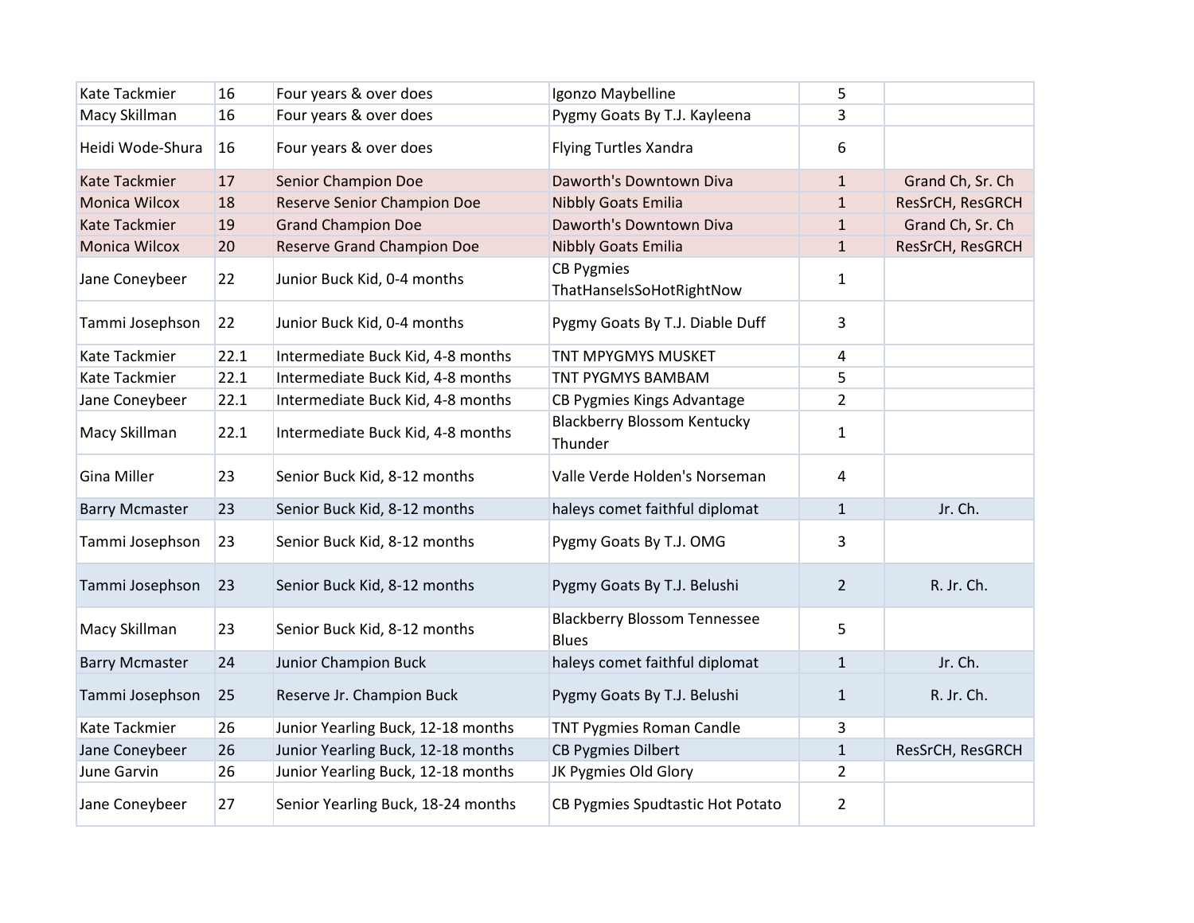| Kate Tackmier | 16 | Four years & over does | Igonzo Maybelline | 5 | |
|---|---|---|---|---|---|
| Macy Skillman | 16 | Four years & over does | Pygmy Goats By T.J. Kayleena | 3 | |
| Heidi Wode-Shura | 16 | Four years & over does | Flying Turtles Xandra | 6 | |
| Kate Tackmier | 17 | Senior Champion Doe | Daworth's Downtown Diva | 1 | Grand Ch, Sr. Ch |
| Monica Wilcox | 18 | Reserve Senior Champion Doe | Nibbly Goats Emilia | 1 | ResSrCH, ResGRCH |
| Kate Tackmier | 19 | Grand Champion Doe | Daworth's Downtown Diva | 1 | Grand Ch, Sr. Ch |
| Monica Wilcox | 20 | Reserve Grand Champion Doe | Nibbly Goats Emilia | 1 | ResSrCH, ResGRCH |
| Jane Coneybeer | 22 | Junior Buck Kid, 0-4 months | CB Pygmies ThatHanselsSoHotRightNow | 1 | |
| Tammi Josephson | 22 | Junior Buck Kid, 0-4 months | Pygmy Goats By T.J. Diable Duff | 3 | |
| Kate Tackmier | 22.1 | Intermediate Buck Kid, 4-8 months | TNT MPYGMYS MUSKET | 4 | |
| Kate Tackmier | 22.1 | Intermediate Buck Kid, 4-8 months | TNT PYGMYS BAMBAM | 5 | |
| Jane Coneybeer | 22.1 | Intermediate Buck Kid, 4-8 months | CB Pygmies Kings Advantage | 2 | |
| Macy Skillman | 22.1 | Intermediate Buck Kid, 4-8 months | Blackberry Blossom Kentucky Thunder | 1 | |
| Gina Miller | 23 | Senior Buck Kid, 8-12 months | Valle Verde Holden's Norseman | 4 | |
| Barry Mcmaster | 23 | Senior Buck Kid, 8-12 months | haleys comet faithful diplomat | 1 | Jr. Ch. |
| Tammi Josephson | 23 | Senior Buck Kid, 8-12 months | Pygmy Goats By T.J. OMG | 3 | |
| Tammi Josephson | 23 | Senior Buck Kid, 8-12 months | Pygmy Goats By T.J. Belushi | 2 | R. Jr. Ch. |
| Macy Skillman | 23 | Senior Buck Kid, 8-12 months | Blackberry Blossom Tennessee Blues | 5 | |
| Barry Mcmaster | 24 | Junior Champion Buck | haleys comet faithful diplomat | 1 | Jr. Ch. |
| Tammi Josephson | 25 | Reserve Jr. Champion Buck | Pygmy Goats By T.J. Belushi | 1 | R. Jr. Ch. |
| Kate Tackmier | 26 | Junior Yearling Buck, 12-18 months | TNT Pygmies Roman Candle | 3 | |
| Jane Coneybeer | 26 | Junior Yearling Buck, 12-18 months | CB Pygmies Dilbert | 1 | ResSrCH, ResGRCH |
| June Garvin | 26 | Junior Yearling Buck, 12-18 months | JK Pygmies Old Glory | 2 | |
| Jane Coneybeer | 27 | Senior Yearling Buck, 18-24 months | CB Pygmies Spudtastic Hot Potato | 2 | |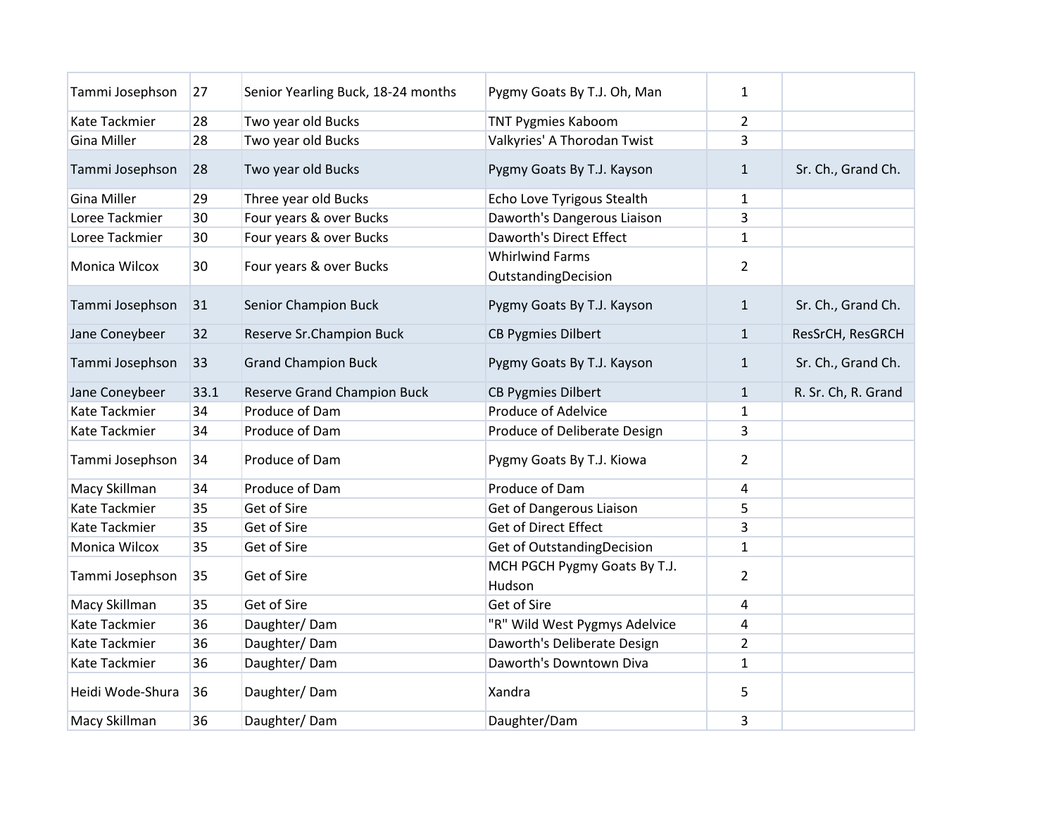| | | | | | |
|---|---|---|---|---|---|
| Tammi Josephson | 27 | Senior Yearling Buck, 18-24 months | Pygmy Goats By T.J. Oh, Man | 1 | |
| Kate Tackmier | 28 | Two year old Bucks | TNT Pygmies Kaboom | 2 | |
| Gina Miller | 28 | Two year old Bucks | Valkyries' A Thorodan Twist | 3 | |
| Tammi Josephson | 28 | Two year old Bucks | Pygmy Goats By T.J. Kayson | 1 | Sr. Ch., Grand Ch. |
| Gina Miller | 29 | Three year old Bucks | Echo Love Tyrigous Stealth | 1 | |
| Loree Tackmier | 30 | Four years & over Bucks | Daworth's Dangerous Liaison | 3 | |
| Loree Tackmier | 30 | Four years & over Bucks | Daworth's Direct Effect | 1 | |
| Monica Wilcox | 30 | Four years & over Bucks | Whirlwind Farms OutstandingDecision | 2 | |
| Tammi Josephson | 31 | Senior Champion Buck | Pygmy Goats By T.J. Kayson | 1 | Sr. Ch., Grand Ch. |
| Jane Coneybeer | 32 | Reserve Sr.Champion Buck | CB Pygmies Dilbert | 1 | ResSrCH, ResGRCH |
| Tammi Josephson | 33 | Grand Champion Buck | Pygmy Goats By T.J. Kayson | 1 | Sr. Ch., Grand Ch. |
| Jane Coneybeer | 33.1 | Reserve Grand Champion Buck | CB Pygmies Dilbert | 1 | R. Sr. Ch, R. Grand |
| Kate Tackmier | 34 | Produce of Dam | Produce of Adelvice | 1 | |
| Kate Tackmier | 34 | Produce of Dam | Produce of Deliberate Design | 3 | |
| Tammi Josephson | 34 | Produce of Dam | Pygmy Goats By T.J. Kiowa | 2 | |
| Macy Skillman | 34 | Produce of Dam | Produce of Dam | 4 | |
| Kate Tackmier | 35 | Get of Sire | Get of Dangerous Liaison | 5 | |
| Kate Tackmier | 35 | Get of Sire | Get of Direct Effect | 3 | |
| Monica Wilcox | 35 | Get of Sire | Get of OutstandingDecision | 1 | |
| Tammi Josephson | 35 | Get of Sire | MCH PGCH Pygmy Goats By T.J. Hudson | 2 | |
| Macy Skillman | 35 | Get of Sire | Get of Sire | 4 | |
| Kate Tackmier | 36 | Daughter/ Dam | "R" Wild West Pygmys Adelvice | 4 | |
| Kate Tackmier | 36 | Daughter/ Dam | Daworth's Deliberate Design | 2 | |
| Kate Tackmier | 36 | Daughter/ Dam | Daworth's Downtown Diva | 1 | |
| Heidi Wode-Shura | 36 | Daughter/ Dam | Xandra | 5 | |
| Macy Skillman | 36 | Daughter/ Dam | Daughter/Dam | 3 | |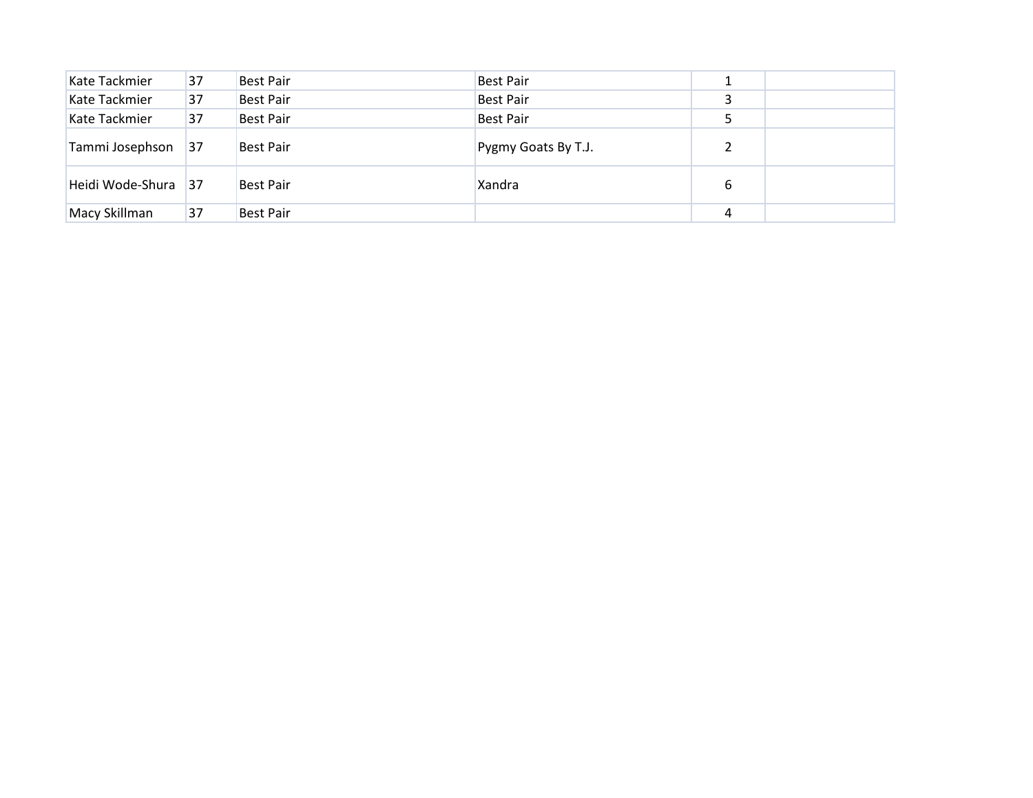| | | | | | |
|---|---|---|---|---|---|
| Kate Tackmier | 37 | Best Pair | Best Pair | 1 | |
| Kate Tackmier | 37 | Best Pair | Best Pair | 3 | |
| Kate Tackmier | 37 | Best Pair | Best Pair | 5 | |
| Tammi Josephson | 37 | Best Pair | Pygmy Goats By T.J. | 2 | |
| Heidi Wode-Shura | 37 | Best Pair | Xandra | 6 | |
| Macy Skillman | 37 | Best Pair | | 4 | |